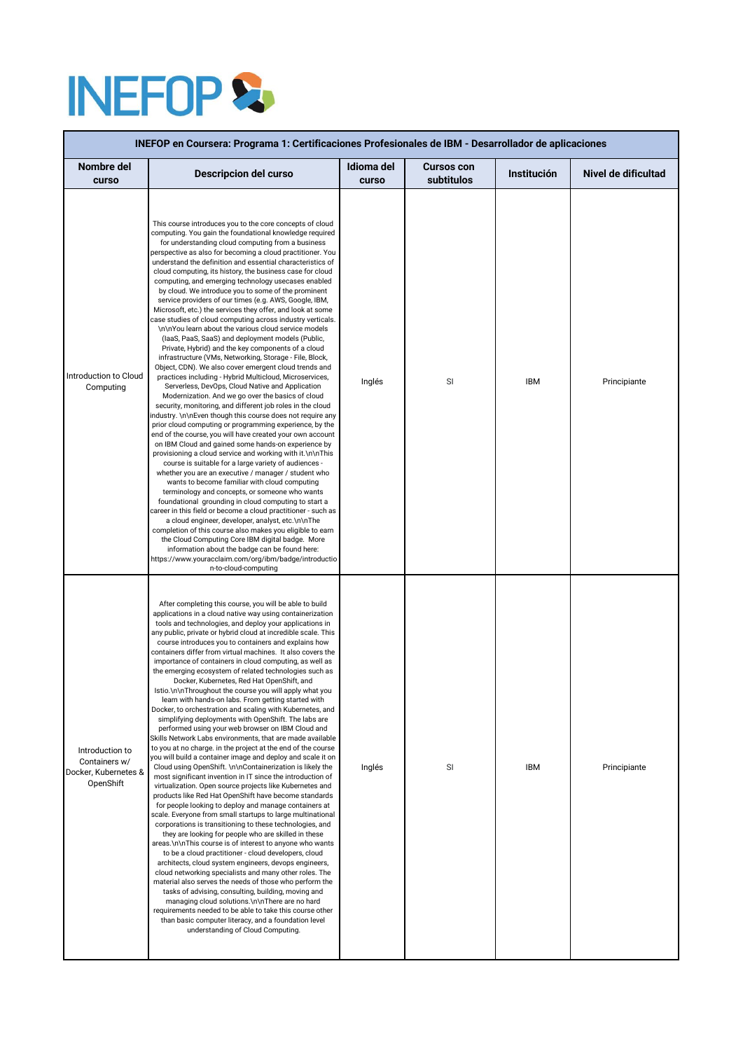INEFOP

| INEFOP en Coursera: Programa 1: Certificaciones Profesionales de IBM - Desarrollador de aplicaciones | | | | | |
|---|---|---|---|---|---|
| **Nombre del curso** | **Descripcion del curso** | **Idioma del curso** | **Cursos con subtitulos** | **Institución** | **Nivel de dificultad** |
| Introduction to Cloud Computing | This course introduces you to the core concepts of cloud computing. You gain the foundational knowledge required for understanding cloud computing from a business perspective as also for becoming a cloud practitioner. You understand the definition and essential characteristics of cloud computing, its history, the business case for cloud computing, and emerging technology usecases enabled by cloud. We introduce you to some of the prominent service providers of our times (e.g. AWS, Google, IBM, Microsoft, etc.) the services they offer, and look at some case studies of cloud computing across industry verticals. \n\nYou learn about the various cloud service models (IaaS, PaaS, SaaS) and deployment models (Public, Private, Hybrid) and the key components of a cloud infrastructure (VMs, Networking, Storage - File, Block, Object, CDN). We also cover emergent cloud trends and practices including - Hybrid Multicloud, Microservices, Serverless, DevOps, Cloud Native and Application Modernization. And we go over the basics of cloud security, monitoring, and different job roles in the cloud industry. \n\nEven though this course does not require any prior cloud computing or programming experience, by the end of the course, you will have created your own account on IBM Cloud and gained some hands-on experience by provisioning a cloud service and working with it.\n\nThis course is suitable for a large variety of audiences - whether you are an executive / manager / student who wants to become familiar with cloud computing terminology and concepts, or someone who wants foundational grounding in cloud computing to start a career in this field or become a cloud practitioner - such as a cloud engineer, developer, analyst, etc.\n\nThe completion of this course also makes you eligible to earn the Cloud Computing Core IBM digital badge. More information about the badge can be found here: https://www.youracclaim.com/org/ibm/badge/introduction-to-cloud-computing | Inglés | SI | IBM | Principiante |
| Introduction to Containers w/ Docker, Kubernetes & OpenShift | After completing this course, you will be able to build applications in a cloud native way using containerization tools and technologies, and deploy your applications in any public, private or hybrid cloud at incredible scale. This course introduces you to containers and explains how containers differ from virtual machines. It also covers the importance of containers in cloud computing, as well as the emerging ecosystem of related technologies such as Docker, Kubernetes, Red Hat OpenShift, and Istio.\n\nThroughout the course you will apply what you learn with hands-on labs. From getting started with Docker, to orchestration and scaling with Kubernetes, and simplifying deployments with OpenShift. The labs are performed using your web browser on IBM Cloud and Skills Network Labs environments, that are made available to you at no charge. in the project at the end of the course you will build a container image and deploy and scale it on Cloud using OpenShift. \n\nContainerization is likely the most significant invention in IT since the introduction of virtualization. Open source projects like Kubernetes and products like Red Hat OpenShift have become standards for people looking to deploy and manage containers at scale. Everyone from small startups to large multinational corporations is transitioning to these technologies, and they are looking for people who are skilled in these areas.\n\nThis course is of interest to anyone who wants to be a cloud practitioner - cloud developers, cloud architects, cloud system engineers, devops engineers, cloud networking specialists and many other roles. The material also serves the needs of those who perform the tasks of advising, consulting, building, moving and managing cloud solutions.\n\nThere are no hard requirements needed to be able to take this course other than basic computer literacy, and a foundation level understanding of Cloud Computing. | Inglés | SI | IBM | Principiante |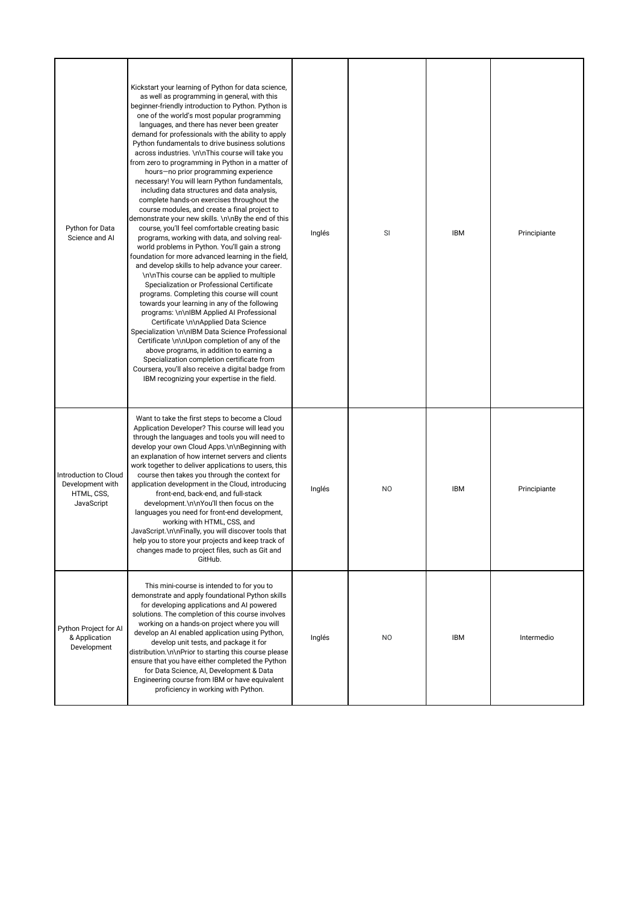| | | | | | |
|---|---|---|---|---|---|
| Python for Data Science and AI | Kickstart your learning of Python for data science, as well as programming in general, with this beginner-friendly introduction to Python. Python is one of the world's most popular programming languages, and there has never been greater demand for professionals with the ability to apply Python fundamentals to drive business solutions across industries. \n\nThis course will take you from zero to programming in Python in a matter of hours—no prior programming experience necessary! You will learn Python fundamentals, including data structures and data analysis, complete hands-on exercises throughout the course modules, and create a final project to demonstrate your new skills. \n\nBy the end of this course, you'll feel comfortable creating basic programs, working with data, and solving real-world problems in Python. You'll gain a strong foundation for more advanced learning in the field, and develop skills to help advance your career. \n\nThis course can be applied to multiple Specialization or Professional Certificate programs. Completing this course will count towards your learning in any of the following programs: \n\nIBM Applied AI Professional Certificate \n\nApplied Data Science Specialization \n\nIBM Data Science Professional Certificate \n\nUpon completion of any of the above programs, in addition to earning a Specialization completion certificate from Coursera, you'll also receive a digital badge from IBM recognizing your expertise in the field. | Inglés | SI | IBM | Principiante |
| Introduction to Cloud Development with HTML, CSS, JavaScript | Want to take the first steps to become a Cloud Application Developer? This course will lead you through the languages and tools you will need to develop your own Cloud Apps.\n\nBeginning with an explanation of how internet servers and clients work together to deliver applications to users, this course then takes you through the context for application development in the Cloud, introducing front-end, back-end, and full-stack development.\n\nYou'll then focus on the languages you need for front-end development, working with HTML, CSS, and JavaScript.\n\nFinally, you will discover tools that help you to store your projects and keep track of changes made to project files, such as Git and GitHub. | Inglés | NO | IBM | Principiante |
| Python Project for AI & Application Development | This mini-course is intended to for you to demonstrate and apply foundational Python skills for developing applications and AI powered solutions. The completion of this course involves working on a hands-on project where you will develop an AI enabled application using Python, develop unit tests, and package it for distribution.\n\nPrior to starting this course please ensure that you have either completed the Python for Data Science, AI, Development & Data Engineering course from IBM or have equivalent proficiency in working with Python. | Inglés | NO | IBM | Intermedio |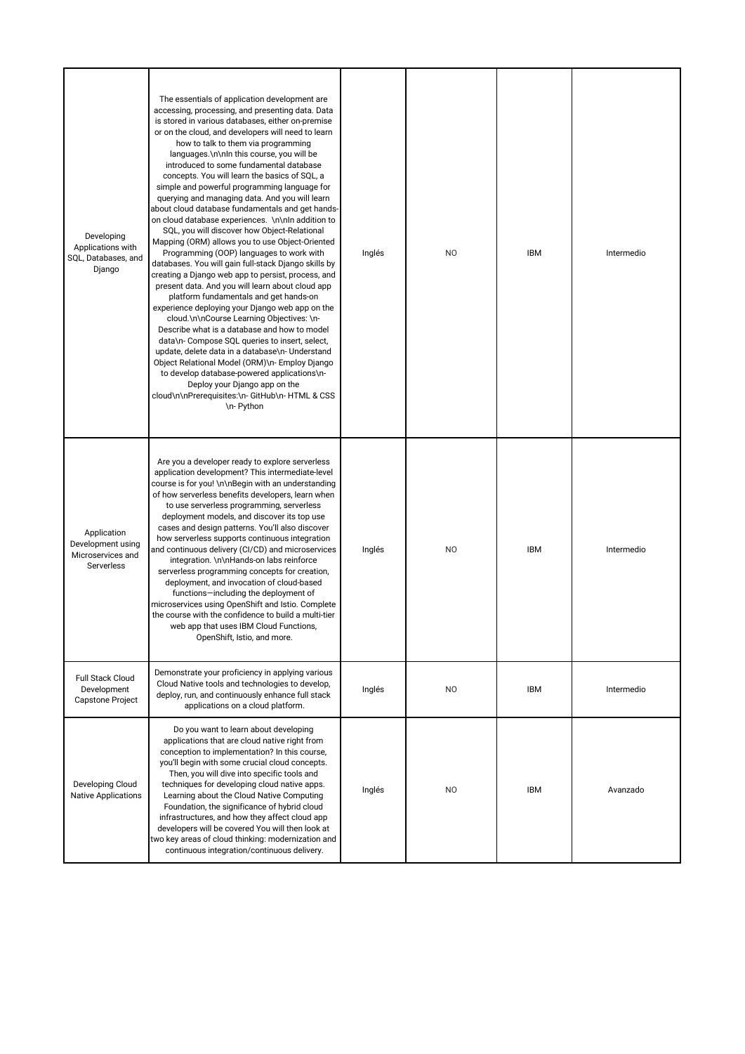| | | | | | |
|---|---|---|---|---|---|
| Developing Applications with SQL, Databases, and Django | The essentials of application development are accessing, processing, and presenting data. Data is stored in various databases, either on-premise or on the cloud, and developers will need to learn how to talk to them via programming languages.\n\nIn this course, you will be introduced to some fundamental database concepts. You will learn the basics of SQL, a simple and powerful programming language for querying and managing data. And you will learn about cloud database fundamentals and get hands-on cloud database experiences. \n\nIn addition to SQL, you will discover how Object-Relational Mapping (ORM) allows you to use Object-Oriented Programming (OOP) languages to work with databases. You will gain full-stack Django skills by creating a Django web app to persist, process, and present data. And you will learn about cloud app platform fundamentals and get hands-on experience deploying your Django web app on the cloud.\n\nCourse Learning Objectives: \n- Describe what is a database and how to model data\n- Compose SQL queries to insert, select, update, delete data in a database\n- Understand Object Relational Model (ORM)\n- Employ Django to develop database-powered applications\n- Deploy your Django app on the cloud\n\nPrerequisites:\n- GitHub\n- HTML & CSS \n- Python | Inglés | NO | IBM | Intermedio |
| Application Development using Microservices and Serverless | Are you a developer ready to explore serverless application development? This intermediate-level course is for you! \n\nBegin with an understanding of how serverless benefits developers, learn when to use serverless programming, serverless deployment models, and discover its top use cases and design patterns. You'll also discover how serverless supports continuous integration and continuous delivery (CI/CD) and microservices integration. \n\nHands-on labs reinforce serverless programming concepts for creation, deployment, and invocation of cloud-based functions—including the deployment of microservices using OpenShift and Istio. Complete the course with the confidence to build a multi-tier web app that uses IBM Cloud Functions, OpenShift, Istio, and more. | Inglés | NO | IBM | Intermedio |
| Full Stack Cloud Development Capstone Project | Demonstrate your proficiency in applying various Cloud Native tools and technologies to develop, deploy, run, and continuously enhance full stack applications on a cloud platform. | Inglés | NO | IBM | Intermedio |
| Developing Cloud Native Applications | Do you want to learn about developing applications that are cloud native right from conception to implementation? In this course, you'll begin with some crucial cloud concepts. Then, you will dive into specific tools and techniques for developing cloud native apps. Learning about the Cloud Native Computing Foundation, the significance of hybrid cloud infrastructures, and how they affect cloud app developers will be covered You will then look at two key areas of cloud thinking: modernization and continuous integration/continuous delivery. | Inglés | NO | IBM | Avanzado |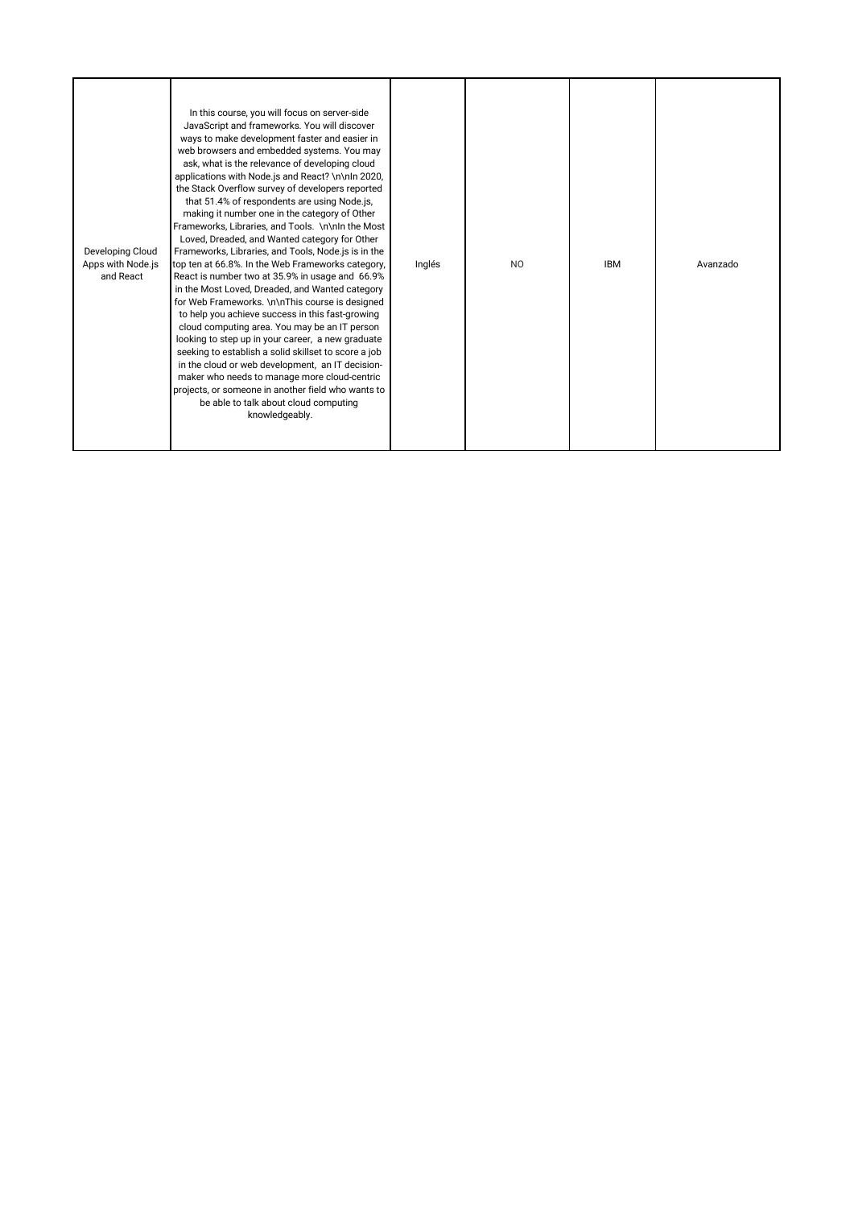| | | | | | |
|---|---|---|---|---|---|
| Developing Cloud Apps with Node.js and React | In this course, you will focus on server-side JavaScript and frameworks. You will discover ways to make development faster and easier in web browsers and embedded systems. You may ask, what is the relevance of developing cloud applications with Node.js and React? \n\nIn 2020, the Stack Overflow survey of developers reported that 51.4% of respondents are using Node.js, making it number one in the category of Other Frameworks, Libraries, and Tools. \n\nIn the Most Loved, Dreaded, and Wanted category for Other Frameworks, Libraries, and Tools, Node.js is in the top ten at 66.8%. In the Web Frameworks category, React is number two at 35.9% in usage and 66.9% in the Most Loved, Dreaded, and Wanted category for Web Frameworks. \n\nThis course is designed to help you achieve success in this fast-growing cloud computing area. You may be an IT person looking to step up in your career, a new graduate seeking to establish a solid skillset to score a job in the cloud or web development, an IT decision-maker who needs to manage more cloud-centric projects, or someone in another field who wants to be able to talk about cloud computing knowledgeably. | Inglés | NO | IBM | Avanzado |